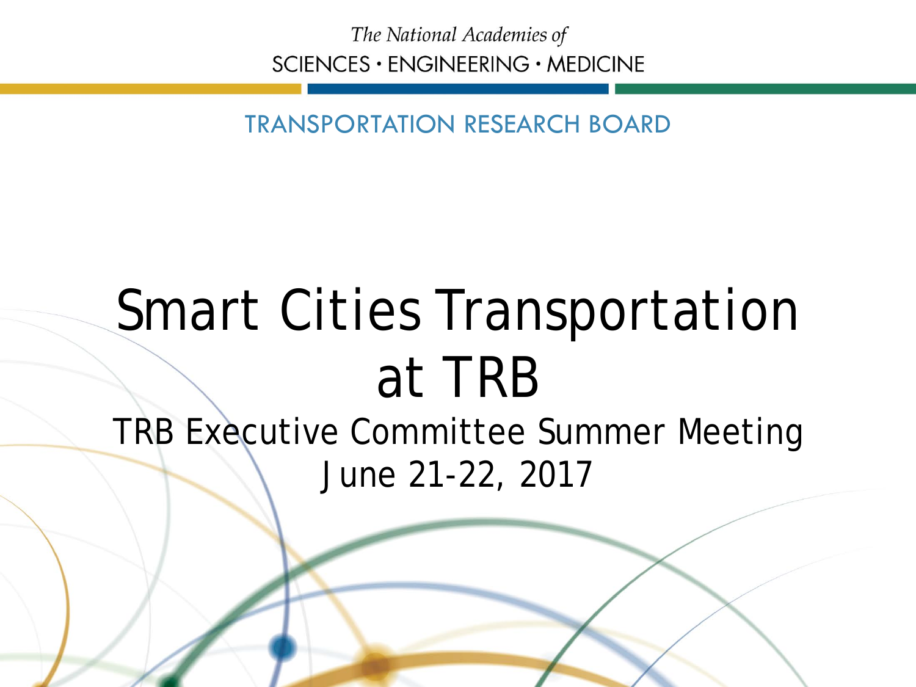The National Academies of
SCIENCES · ENGINEERING · MEDICINE

TRANSPORTATION RESEARCH BOARD

# Smart Cities Transportation at TRB

TRB Executive Committee Summer Meeting
June 21-22, 2017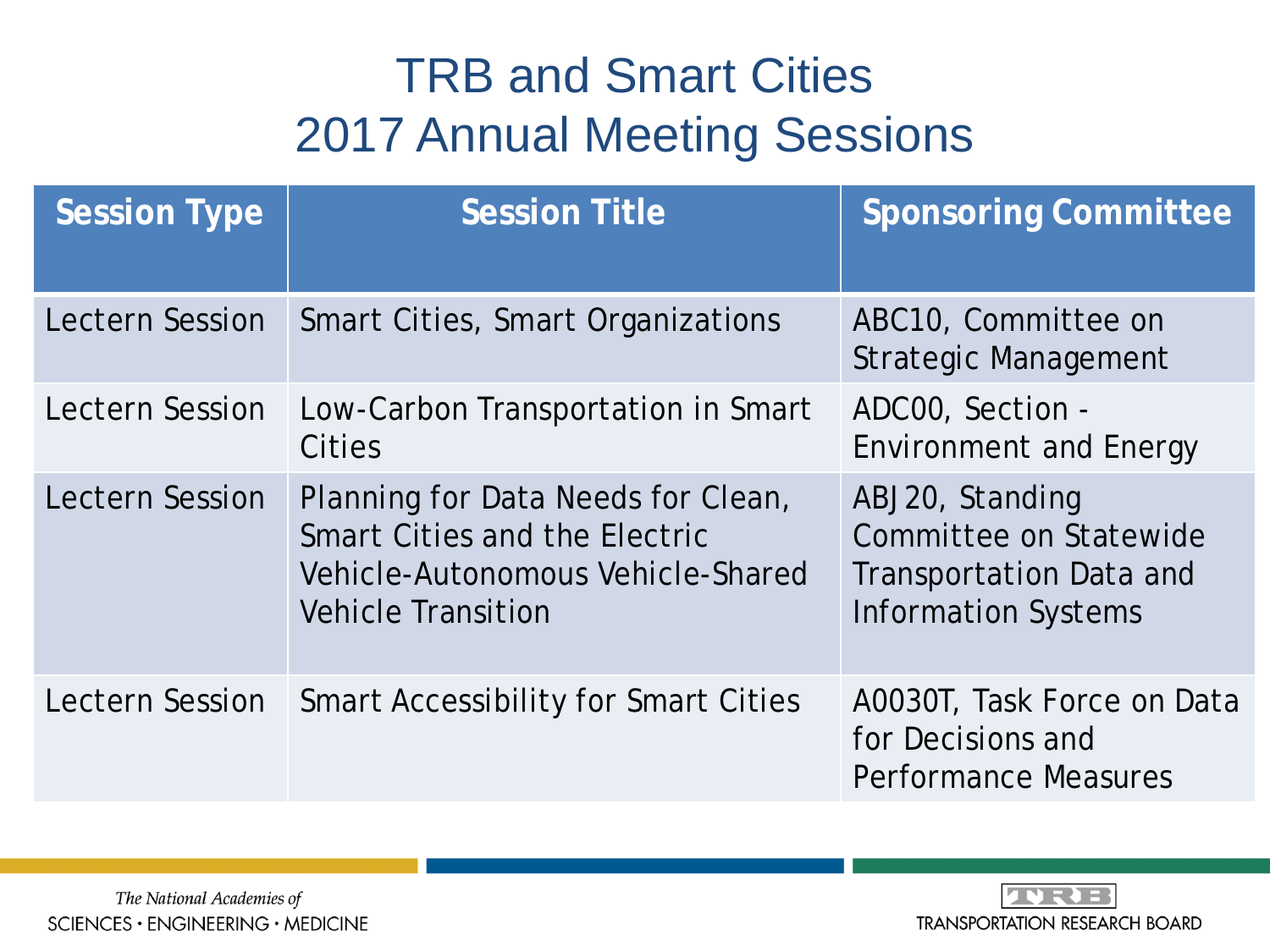# TRB and Smart Cities
## 2017 Annual Meeting Sessions

| Session Type | Session Title | Sponsoring Committee |
| --- | --- | --- |
| Lectern Session | Smart Cities, Smart Organizations | ABC10, Committee on Strategic Management |
| Lectern Session | Low-Carbon Transportation in Smart Cities | ADC00, Section - Environment and Energy |
| Lectern Session | Planning for Data Needs for Clean, Smart Cities and the Electric Vehicle-Autonomous Vehicle-Shared Vehicle Transition | ABJ20, Standing Committee on Statewide Transportation Data and Information Systems |
| Lectern Session | Smart Accessibility for Smart Cities | A0030T, Task Force on Data for Decisions and Performance Measures |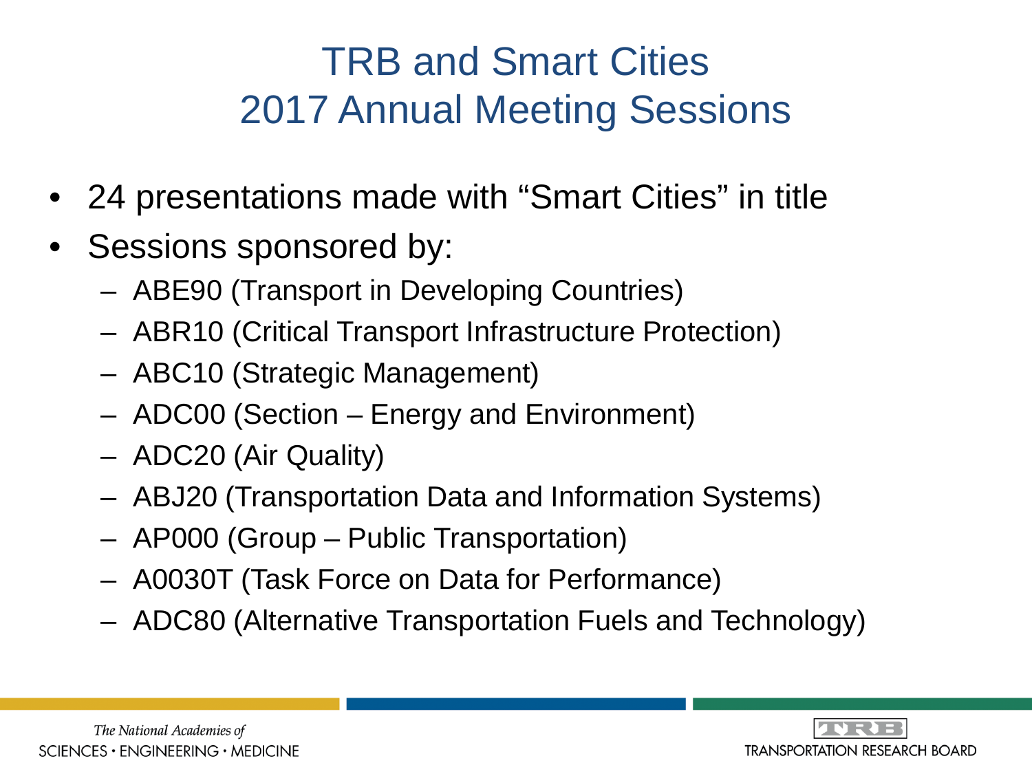# TRB and Smart Cities
# 2017 Annual Meeting Sessions

- 24 presentations made with “Smart Cities” in title
- Sessions sponsored by:
  - ABE90 (Transport in Developing Countries)
  - ABR10 (Critical Transport Infrastructure Protection)
  - ABC10 (Strategic Management)
  - ADC00 (Section – Energy and Environment)
  - ADC20 (Air Quality)
  - ABJ20 (Transportation Data and Information Systems)
  - AP000 (Group – Public Transportation)
  - A0030T (Task Force on Data for Performance)
  - ADC80 (Alternative Transportation Fuels and Technology)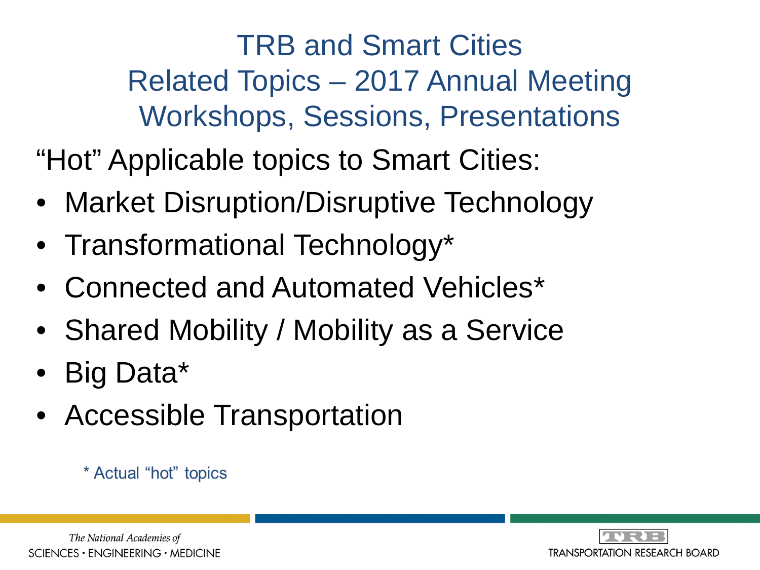# TRB and Smart Cities
## Related Topics – 2017 Annual Meeting
## Workshops, Sessions, Presentations

"Hot" Applicable topics to Smart Cities:

- Market Disruption/Disruptive Technology
- Transformational Technology*
- Connected and Automated Vehicles*
- Shared Mobility / Mobility as a Service
- Big Data*
- Accessible Transportation

* Actual "hot" topics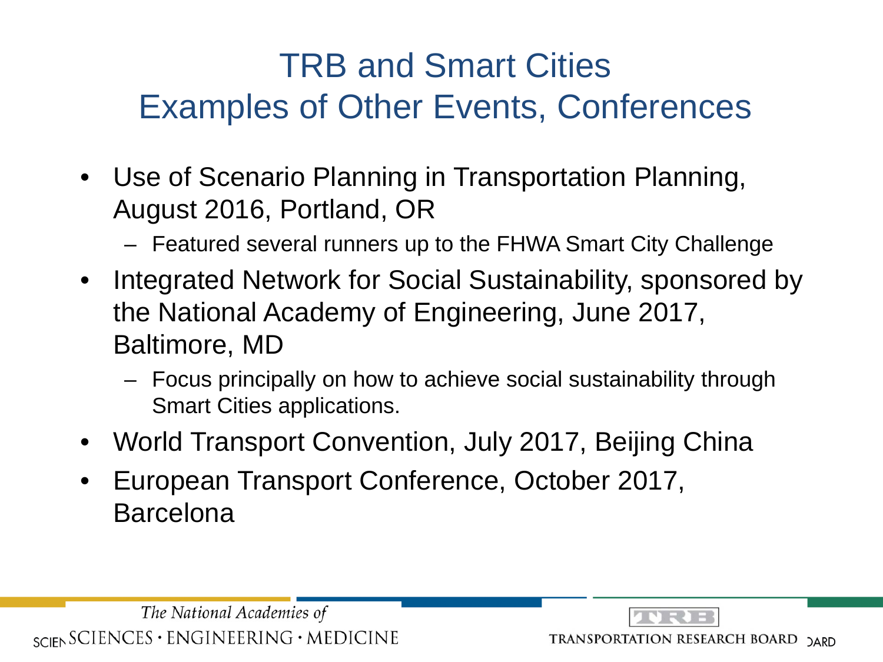# TRB and Smart Cities
## Examples of Other Events, Conferences

- Use of Scenario Planning in Transportation Planning, August 2016, Portland, OR
  - Featured several runners up to the FHWA Smart City Challenge
- Integrated Network for Social Sustainability, sponsored by the National Academy of Engineering, June 2017, Baltimore, MD
  - Focus principally on how to achieve social sustainability through Smart Cities applications.
- World Transport Convention, July 2017, Beijing China
- European Transport Conference, October 2017, Barcelona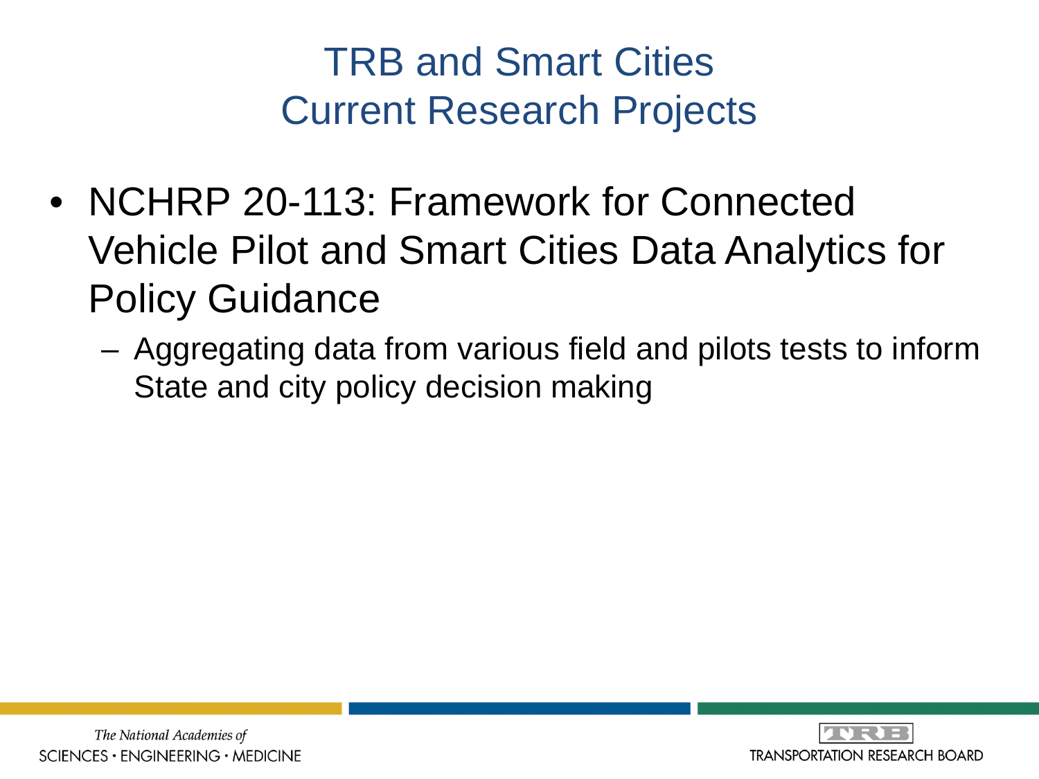# TRB and Smart Cities
# Current Research Projects

- NCHRP 20-113: Framework for Connected Vehicle Pilot and Smart Cities Data Analytics for Policy Guidance
  - Aggregating data from various field and pilots tests to inform State and city policy decision making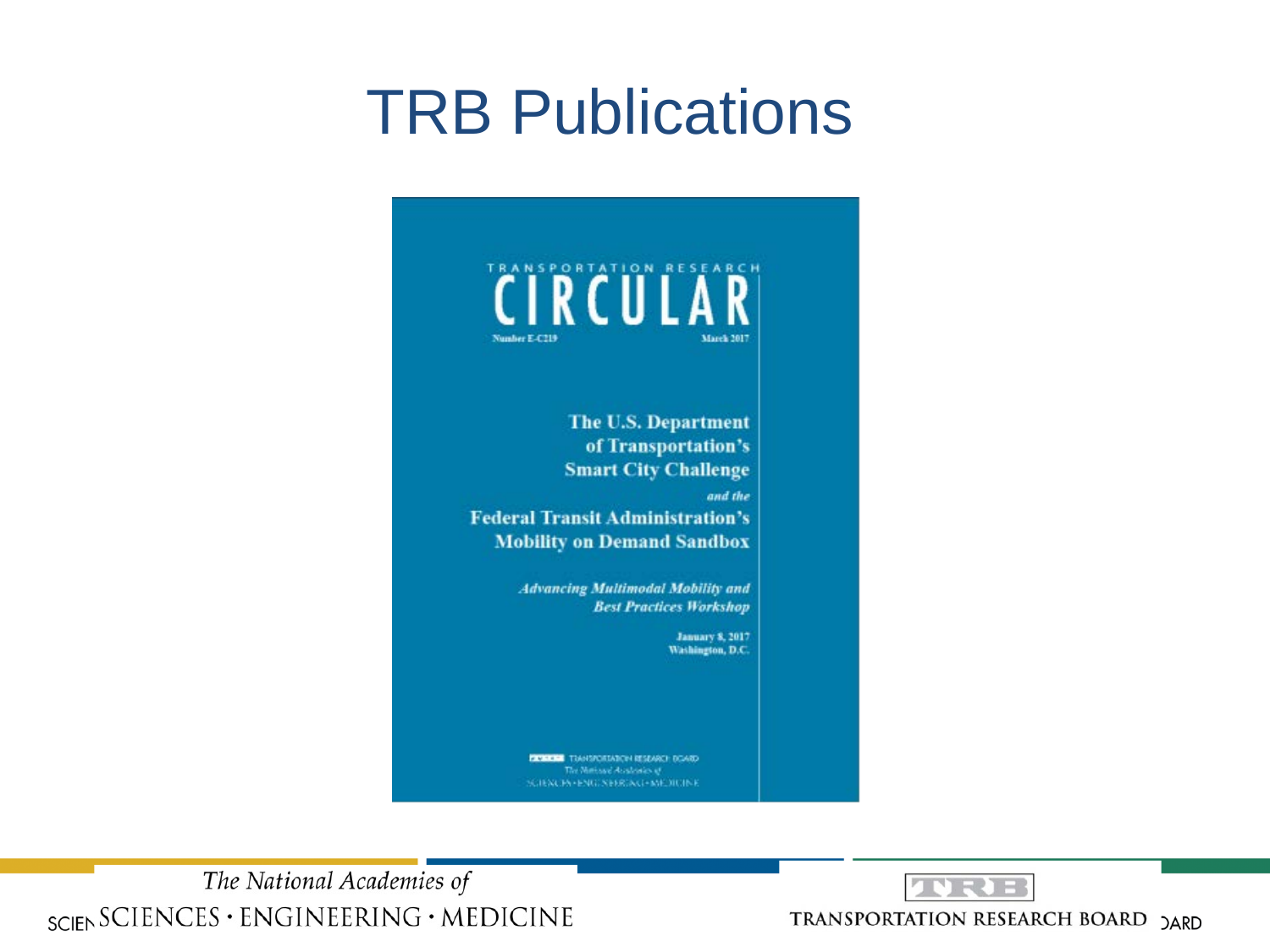# TRB Publications

TRANSPORTATION RESEARCH

**CIRCULAR**

Number E-C219 March 2017

**The U.S. Department of Transportation's Smart City Challenge**

*and the*

**Federal Transit Administration's Mobility on Demand Sandbox**

***Advancing Multimodal Mobility and Best Practices Workshop***

January 8, 2017
Washington, D.C.

TRANSPORTATION RESEARCH BOARD
The National Academies of
SCIENCES • ENGINEERING • MEDICINE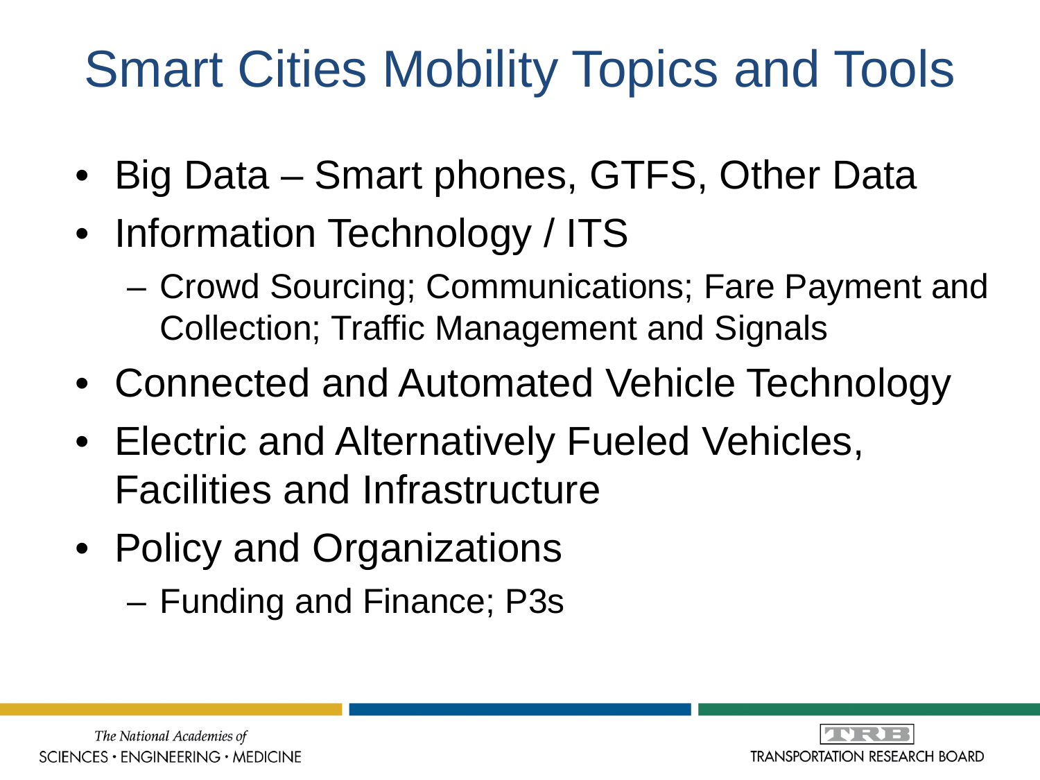# Smart Cities Mobility Topics and Tools

- Big Data – Smart phones, GTFS, Other Data
- Information Technology / ITS
  - Crowd Sourcing; Communications; Fare Payment and Collection; Traffic Management and Signals
- Connected and Automated Vehicle Technology
- Electric and Alternatively Fueled Vehicles, Facilities and Infrastructure
- Policy and Organizations
  - Funding and Finance; P3s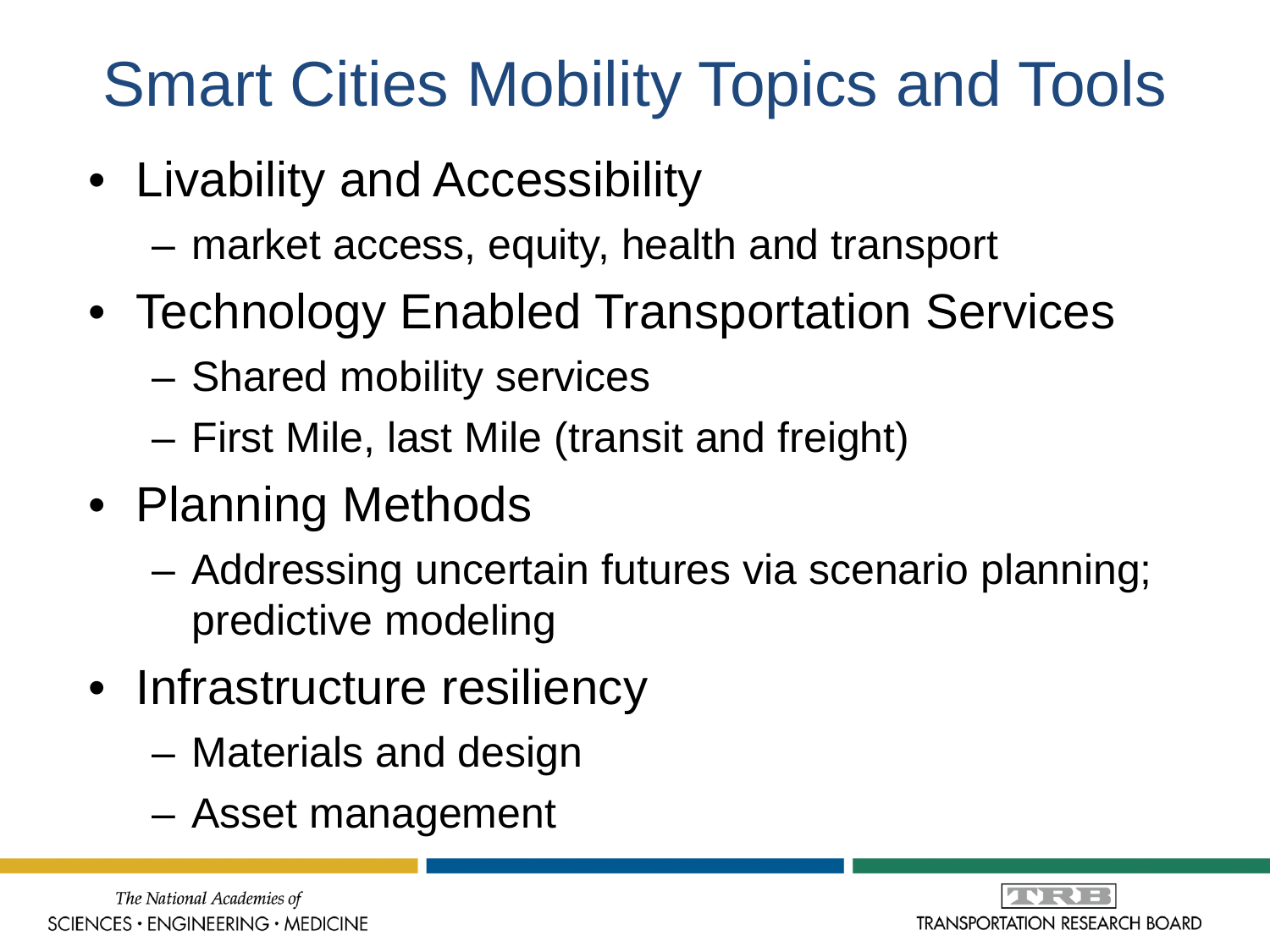# Smart Cities Mobility Topics and Tools

- Livability and Accessibility
  - market access, equity, health and transport
- Technology Enabled Transportation Services
  - Shared mobility services
  - First Mile, last Mile (transit and freight)
- Planning Methods
  - Addressing uncertain futures via scenario planning; predictive modeling
- Infrastructure resiliency
  - Materials and design
  - Asset management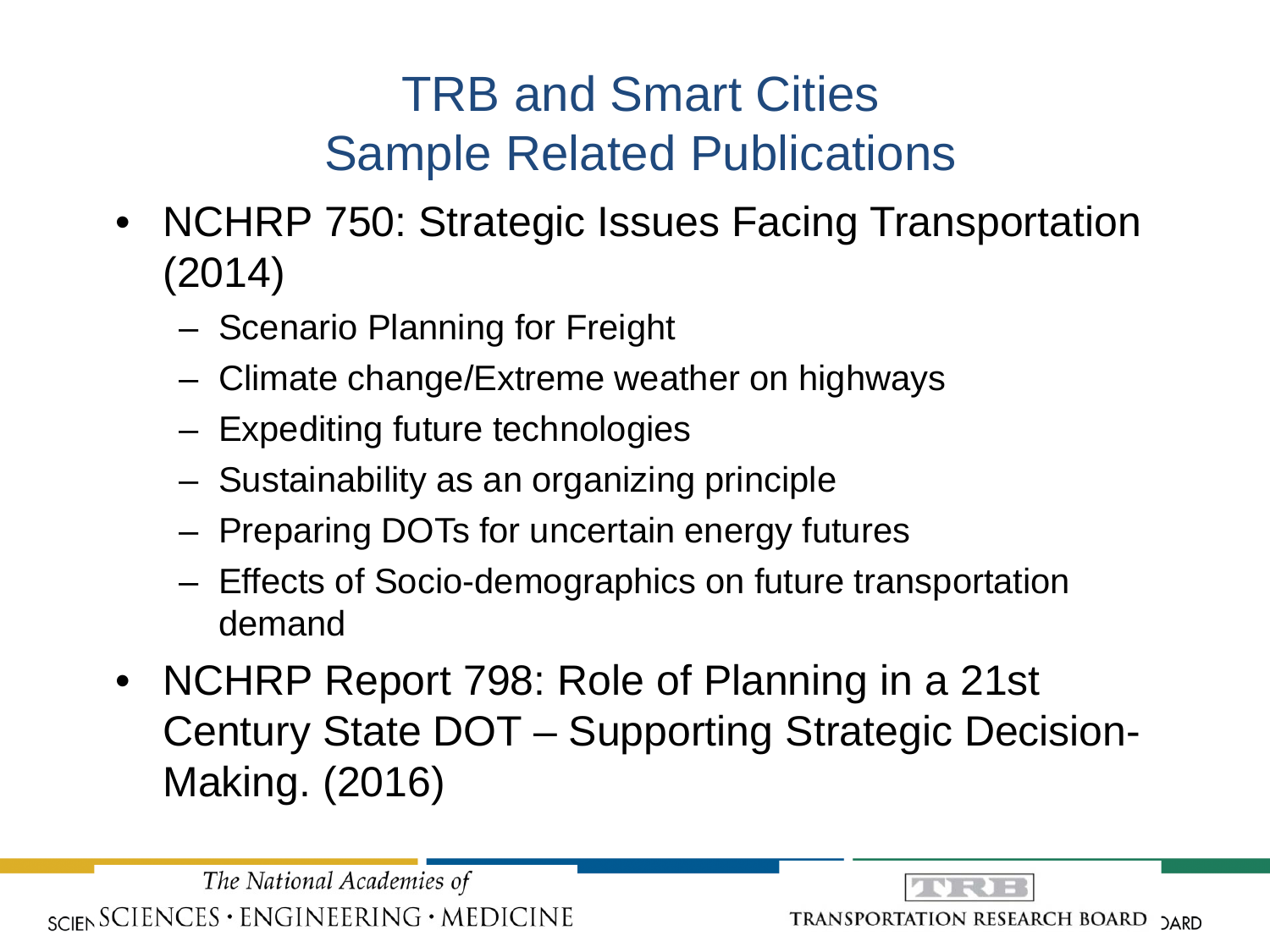# TRB and Smart Cities
## Sample Related Publications

- NCHRP 750: Strategic Issues Facing Transportation (2014)
  - Scenario Planning for Freight
  - Climate change/Extreme weather on highways
  - Expediting future technologies
  - Sustainability as an organizing principle
  - Preparing DOTs for uncertain energy futures
  - Effects of Socio-demographics on future transportation demand
- NCHRP Report 798: Role of Planning in a 21st Century State DOT – Supporting Strategic Decision-Making. (2016)